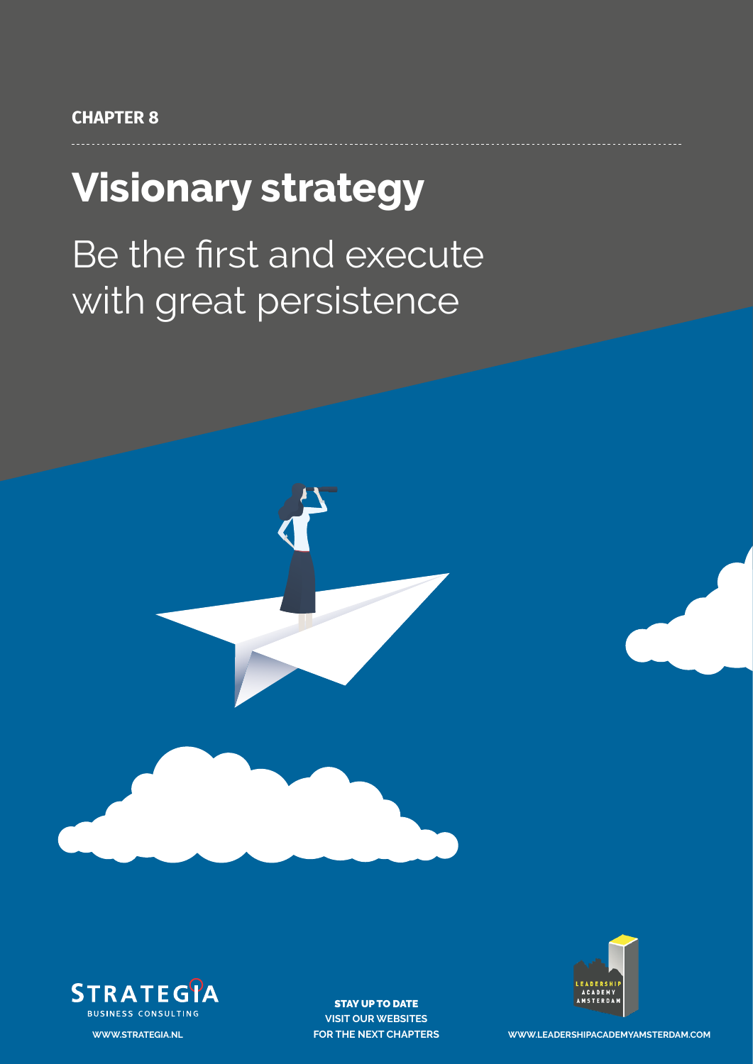**CHAPTER 8**

# Visionary strategy

## Be the first and execute with great persistence

STRATEGIA
BUSINESS CONSULTING

WWW.STRATEGIA.NL

**STAY UP TO DATE**
**VISIT OUR WEBSITES**
**FOR THE NEXT CHAPTERS**

LEADERSHIP ACADEMY AMSTERDAM

WWW.LEADERSHIPACADEMYAMSTERDAM.COM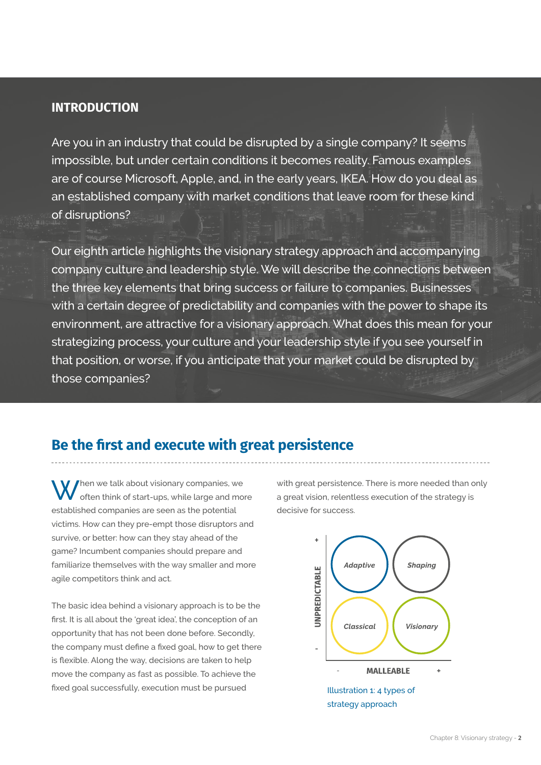## INTRODUCTION

Are you in an industry that could be disrupted by a single company? It seems impossible, but under certain conditions it becomes reality. Famous examples are of course Microsoft, Apple, and, in the early years, IKEA. How do you deal as an established company with market conditions that leave room for these kind of disruptions?

Our eighth article highlights the visionary strategy approach and accompanying company culture and leadership style. We will describe the connections between the three key elements that bring success or failure to companies. Businesses with a certain degree of predictability and companies with the power to shape its environment, are attractive for a visionary approach. What does this mean for your strategizing process, your culture and your leadership style if you see yourself in that position, or worse, if you anticipate that your market could be disrupted by those companies?

## Be the first and execute with great persistence

When we talk about visionary companies, we often think of start-ups, while large and more established companies are seen as the potential victims. How can they pre-empt those disruptors and survive, or better: how can they stay ahead of the game? Incumbent companies should prepare and familiarize themselves with the way smaller and more agile competitors think and act.

The basic idea behind a visionary approach is to be the first. It is all about the 'great idea', the conception of an opportunity that has not been done before. Secondly, the company must define a fixed goal, how to get there is flexible. Along the way, decisions are taken to help move the company as fast as possible. To achieve the fixed goal successfully, execution must be pursued with great persistence. There is more needed than only a great vision, relentless execution of the strategy is decisive for success.

| UNPREDICTABLE | - MALLEABLE | MALLEABLE + |
|---|---|---|
| + | *Adaptive* | *Shaping* |
| - | *Classical* | *Visionary* |

Illustration 1: 4 types of strategy approach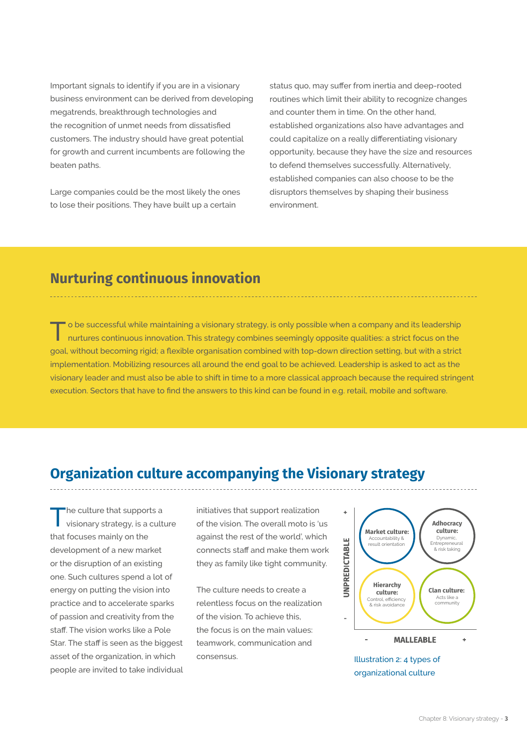Important signals to identify if you are in a visionary business environment can be derived from developing megatrends, breakthrough technologies and the recognition of unmet needs from dissatisfied customers. The industry should have great potential for growth and current incumbents are following the beaten paths.

Large companies could be the most likely the ones to lose their positions. They have built up a certain status quo, may suffer from inertia and deep-rooted routines which limit their ability to recognize changes and counter them in time. On the other hand, established organizations also have advantages and could capitalize on a really differentiating visionary opportunity, because they have the size and resources to defend themselves successfully. Alternatively, established companies can also choose to be the disruptors themselves by shaping their business environment.

## Nurturing continuous innovation

To be successful while maintaining a visionary strategy, is only possible when a company and its leadership nurtures continuous innovation. This strategy combines seemingly opposite qualities: a strict focus on the goal, without becoming rigid; a flexible organisation combined with top-down direction setting, but with a strict implementation. Mobilizing resources all around the end goal to be achieved. Leadership is asked to act as the visionary leader and must also be able to shift in time to a more classical approach because the required stringent execution. Sectors that have to find the answers to this kind can be found in e.g. retail, mobile and software.

## Organization culture accompanying the Visionary strategy

The culture that supports a visionary strategy, is a culture that focuses mainly on the development of a new market or the disruption of an existing one. Such cultures spend a lot of energy on putting the vision into practice and to accelerate sparks of passion and creativity from the staff. The vision works like a Pole Star. The staff is seen as the biggest asset of the organization, in which people are invited to take individual initiatives that support realization of the vision. The overall moto is 'us against the rest of the world', which connects staff and make them work they as family like tight community.

The culture needs to create a relentless focus on the realization of the vision. To achieve this, the focus is on the main values: teamwork, communication and consensus.

| UNPREDICTABLE | - MALLEABLE | + |
|---|---|---|
| + | **Market culture:** Accountability & result orientation | **Adhocracy culture:** Dynamic, Entrepreneural & risk taking |
| - | **Hierarchy culture:** Control, efficiency & risk avoidance | **Clan culture:** Acts like a community |

Illustration 2: 4 types of organizational culture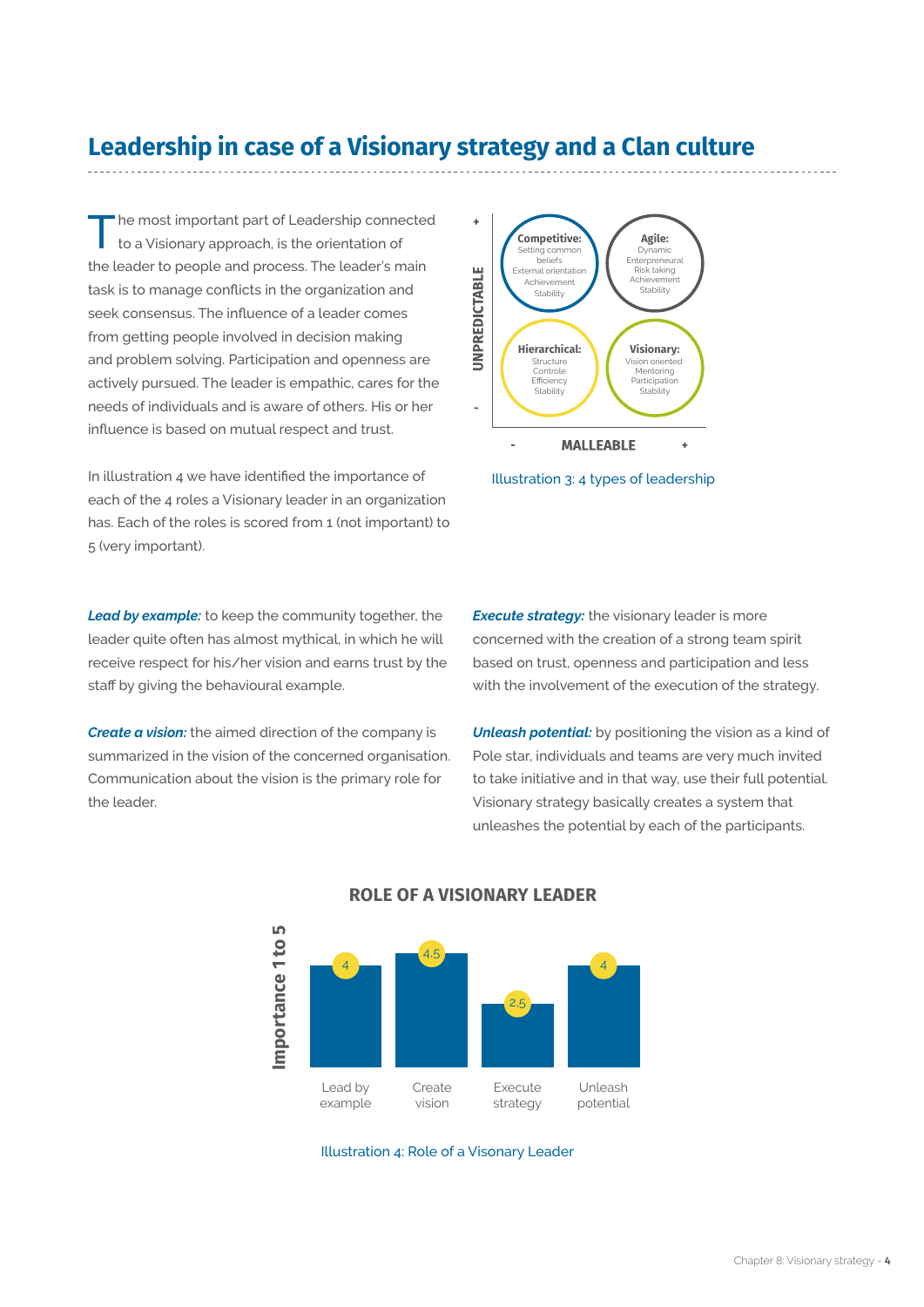## Leadership in case of a Visionary strategy and a Clan culture

The most important part of Leadership connected to a Visionary approach, is the orientation of the leader to people and process. The leader's main task is to manage conflicts in the organization and seek consensus. The influence of a leader comes from getting people involved in decision making and problem solving. Participation and openness are actively pursued. The leader is empathic, cares for the needs of individuals and is aware of others. His or her influence is based on mutual respect and trust.

In illustration 4 we have identified the importance of each of the 4 roles a Visionary leader in an organization has. Each of the roles is scored from 1 (not important) to 5 (very important).

| UNPREDICTABLE | MALLEABLE - | MALLEABLE + |
|---|---|---|
| + | **Competitive:** Setting common beliefs, External orientation, Achievement, Stability | **Agile:** Dynamic, Enterpreneural, Risk taking, Achievement, Stability |
| - | **Hierarchical:** Structure, Controle, Efficiency, Stability | **Visionary:** Vision oriented, Mentoring, Participation, Stability |

Illustration 3: 4 types of leadership

***Lead by example:*** to keep the community together, the leader quite often has almost mythical, in which he will receive respect for his/her vision and earns trust by the staff by giving the behavioural example.

***Create a vision:*** the aimed direction of the company is summarized in the vision of the concerned organisation. Communication about the vision is the primary role for the leader.

***Execute strategy:*** the visionary leader is more concerned with the creation of a strong team spirit based on trust, openness and participation and less with the involvement of the execution of the strategy.

***Unleash potential:*** by positioning the vision as a kind of Pole star, individuals and teams are very much invited to take initiative and in that way, use their full potential. Visionary strategy basically creates a system that unleashes the potential by each of the participants.

**ROLE OF A VISIONARY LEADER**

| Role | Importance 1 to 5 |
|---|---|
| Lead by example | 4 |
| Create vision | 4.5 |
| Execute strategy | 2.5 |
| Unleash potential | 4 |

Illustration 4: Role of a Visonary Leader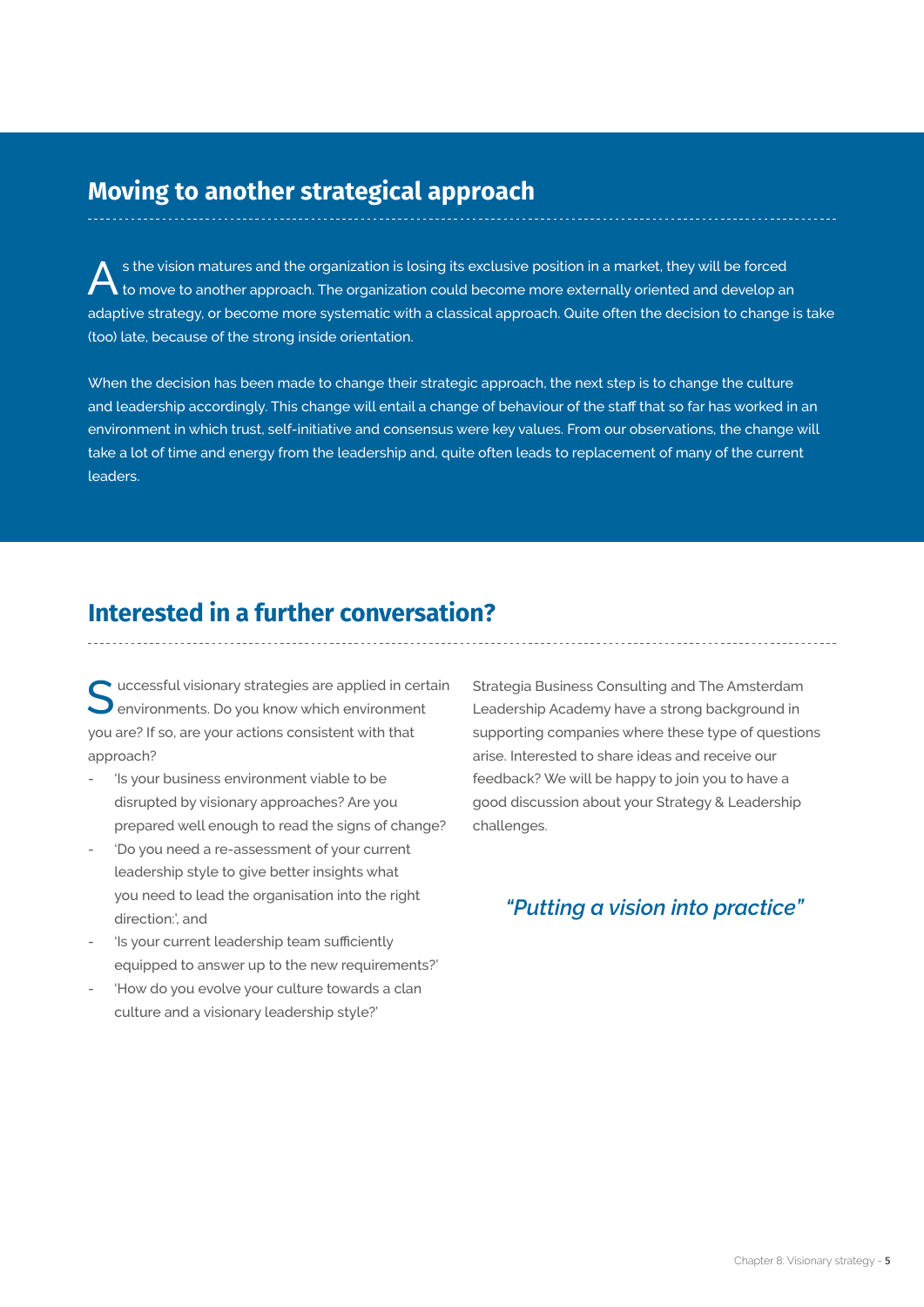## Moving to another strategical approach

As the vision matures and the organization is losing its exclusive position in a market, they will be forced to move to another approach. The organization could become more externally oriented and develop an adaptive strategy, or become more systematic with a classical approach. Quite often the decision to change is take (too) late, because of the strong inside orientation.

When the decision has been made to change their strategic approach, the next step is to change the culture and leadership accordingly. This change will entail a change of behaviour of the staff that so far has worked in an environment in which trust, self-initiative and consensus were key values. From our observations, the change will take a lot of time and energy from the leadership and, quite often leads to replacement of many of the current leaders.

## Interested in a further conversation?

Successful visionary strategies are applied in certain environments. Do you know which environment you are? If so, are your actions consistent with that approach?

- 'Is your business environment viable to be disrupted by visionary approaches? Are you prepared well enough to read the signs of change?
- 'Do you need a re-assessment of your current leadership style to give better insights what you need to lead the organisation into the right direction:', and
- 'Is your current leadership team sufficiently equipped to answer up to the new requirements?'
- 'How do you evolve your culture towards a clan culture and a visionary leadership style?'

Strategia Business Consulting and The Amsterdam Leadership Academy have a strong background in supporting companies where these type of questions arise. Interested to share ideas and receive our feedback? We will be happy to join you to have a good discussion about your Strategy & Leadership challenges.

*"Putting a vision into practice"*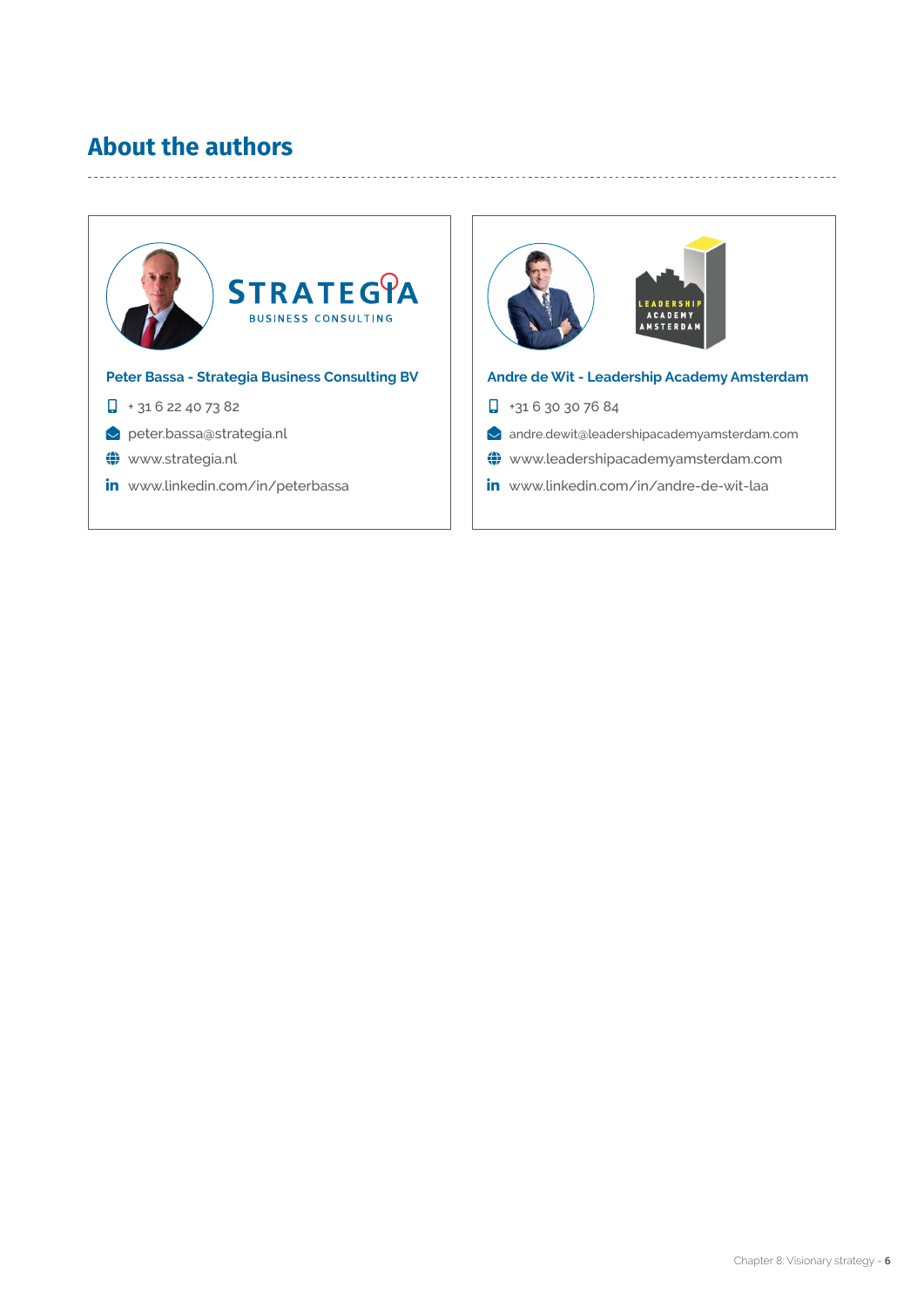## About the authors

**Peter Bassa - Strategia Business Consulting BV**

- + 31 6 22 40 73 82
- peter.bassa@strategia.nl
- www.strategia.nl
- www.linkedin.com/in/peterbassa

**Andre de Wit - Leadership Academy Amsterdam**

- +31 6 30 30 76 84
- andre.dewit@leadershipacademyamsterdam.com
- www.leadershipacademyamsterdam.com
- www.linkedin.com/in/andre-de-wit-laa